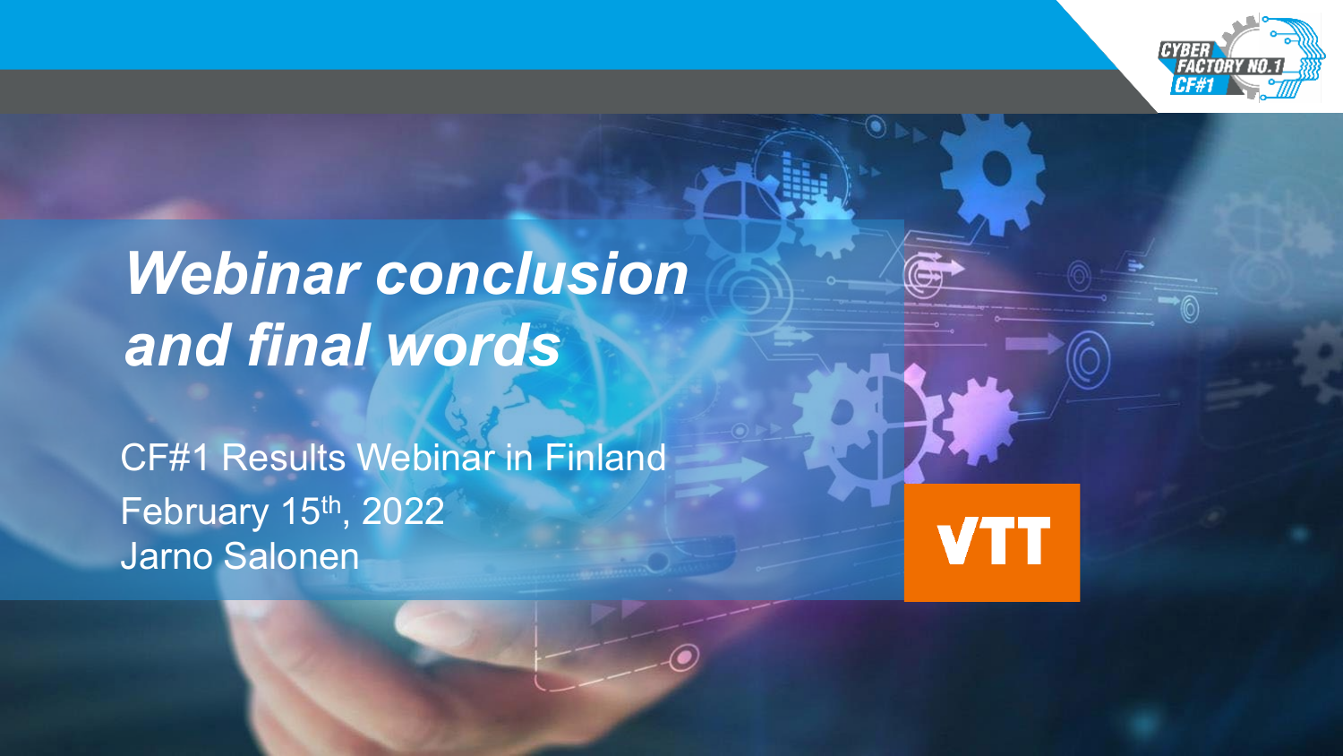# *Webinar conclusion and final words*

CF#1 Results Webinar in Finland

February 15th, 2022

Jarno Salonen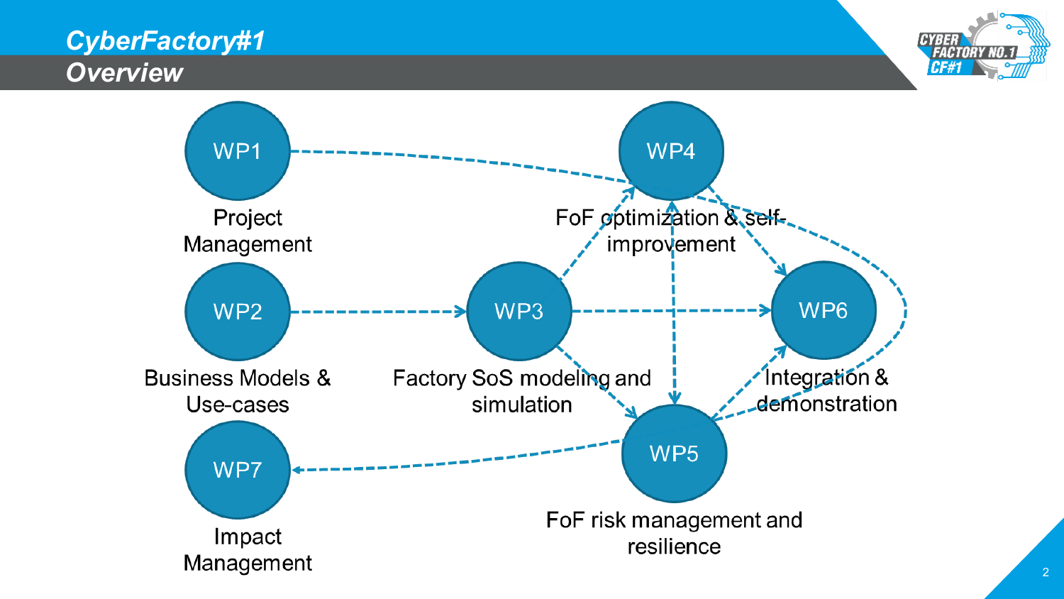# CyberFactory#1

## Overview

WP1

Project Management

WP2

Business Models & Use-cases

WP3

Factory SoS modeling and simulation

WP4

FoF optimization & self-improvement

WP5

FoF risk management and resilience

WP6

Integration & demonstration

WP7

Impact Management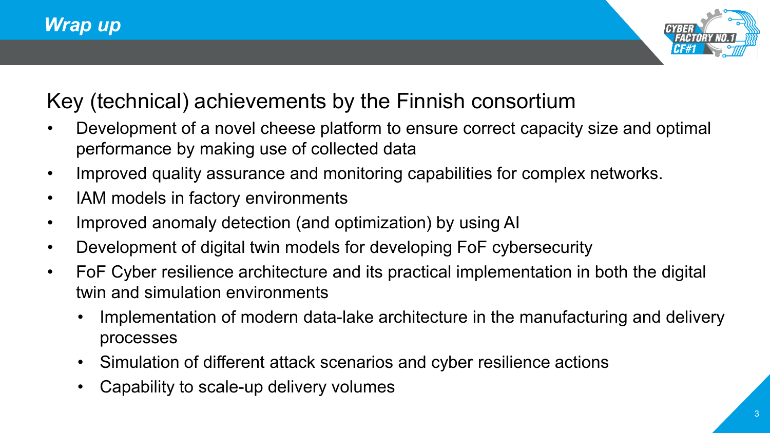## *Wrap up*

### Key (technical) achievements by the Finnish consortium

- Development of a novel cheese platform to ensure correct capacity size and optimal performance by making use of collected data
- Improved quality assurance and monitoring capabilities for complex networks.
- IAM models in factory environments
- Improved anomaly detection (and optimization) by using AI
- Development of digital twin models for developing FoF cybersecurity
- FoF Cyber resilience architecture and its practical implementation in both the digital twin and simulation environments
  - Implementation of modern data-lake architecture in the manufacturing and delivery processes
  - Simulation of different attack scenarios and cyber resilience actions
  - Capability to scale-up delivery volumes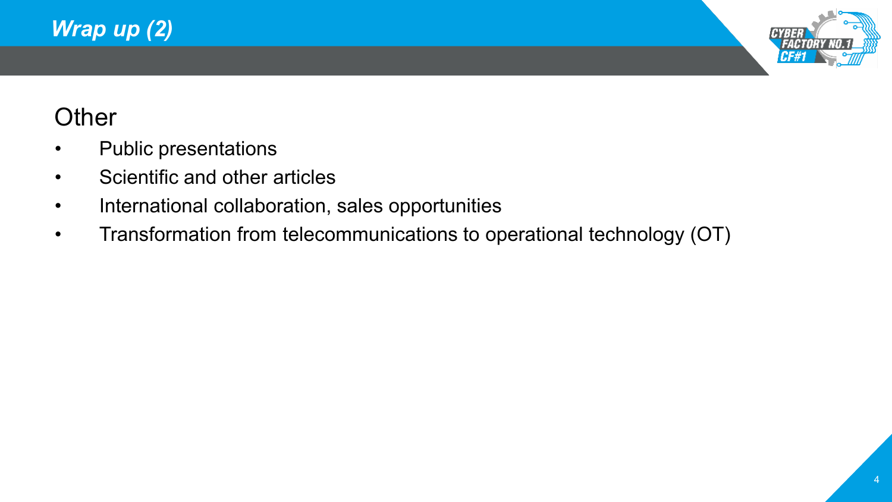# *Wrap up (2)*

## Other

- Public presentations
- Scientific and other articles
- International collaboration, sales opportunities
- Transformation from telecommunications to operational technology (OT)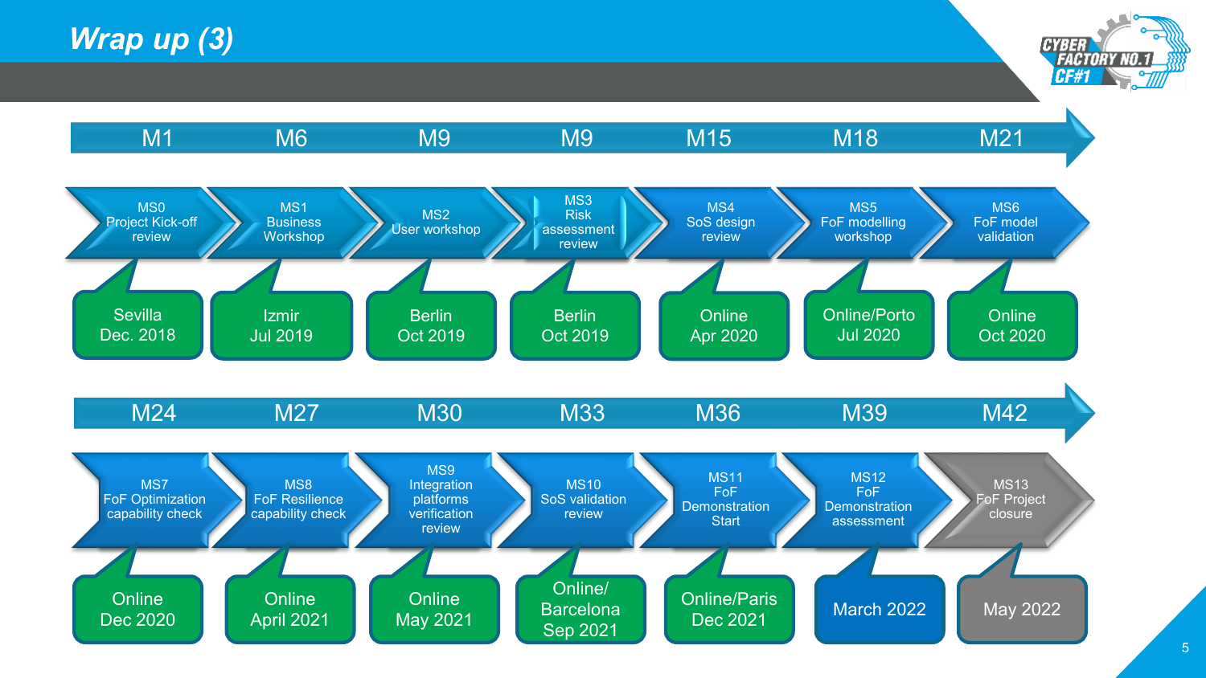# Wrap up (3)

| Month | Milestone | Location / Date |
|---|---|---|
| M1 | MS0 Project Kick-off review | Sevilla Dec. 2018 |
| M6 | MS1 Business Workshop | Izmir Jul 2019 |
| M9 | MS2 User workshop | Berlin Oct 2019 |
| M9 | MS3 Risk assessment review | Berlin Oct 2019 |
| M15 | MS4 SoS design review | Online Apr 2020 |
| M18 | MS5 FoF modelling workshop | Online/Porto Jul 2020 |
| M21 | MS6 FoF model validation | Online Oct 2020 |
| M24 | MS7 FoF Optimization capability check | Online Dec 2020 |
| M27 | MS8 FoF Resilience capability check | Online April 2021 |
| M30 | MS9 Integration platforms verification review | Online May 2021 |
| M33 | MS10 SoS validation review | Online/ Barcelona Sep 2021 |
| M36 | MS11 FoF Demonstration Start | Online/Paris Dec 2021 |
| M39 | MS12 FoF Demonstration assessment | March 2022 |
| M42 | MS13 FoF Project closure | May 2022 |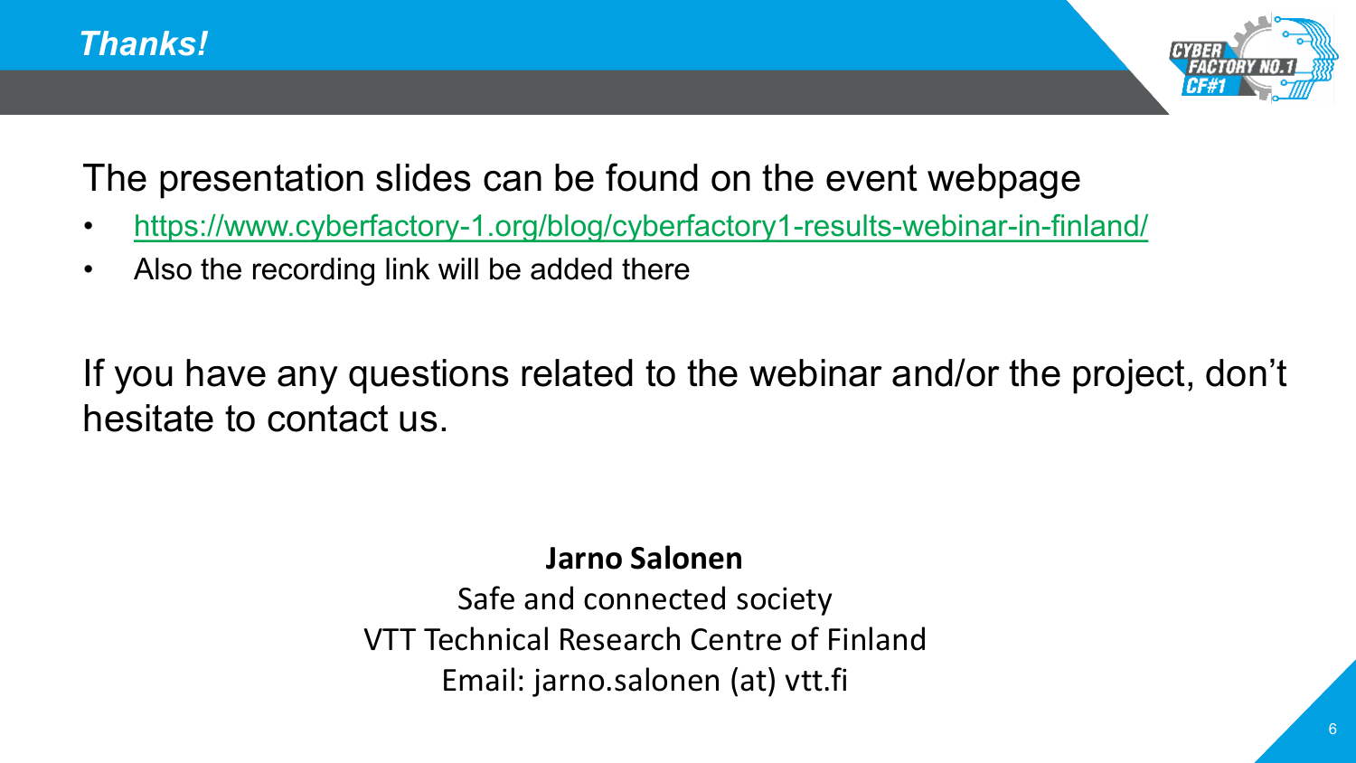# Thanks!

The presentation slides can be found on the event webpage

- https://www.cyberfactory-1.org/blog/cyberfactory1-results-webinar-in-finland/
- Also the recording link will be added there

If you have any questions related to the webinar and/or the project, don't hesitate to contact us.

**Jarno Salonen**

Safe and connected society

VTT Technical Research Centre of Finland

Email: jarno.salonen (at) vtt.fi